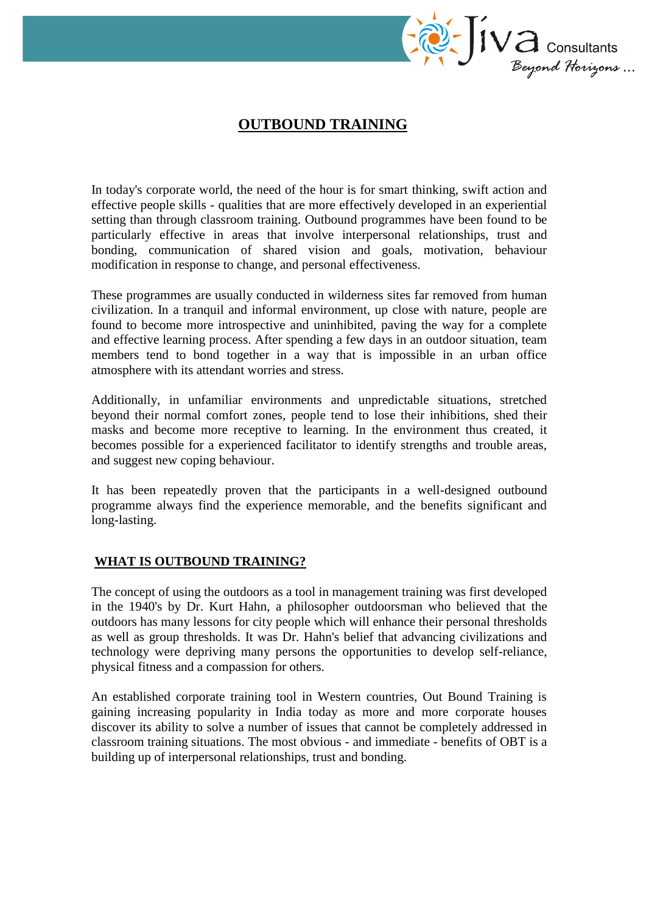# OUTBOUND TRAINING

In today's corporate world, the need of the hour is for smart thinking, swift action and effective people skills - qualities that are more effectively developed in an experiential setting than through classroom training. Outbound programmes have been found to be particularly effective in areas that involve interpersonal relationships, trust and bonding, communication of shared vision and goals, motivation, behaviour modification in response to change, and personal effectiveness.

These programmes are usually conducted in wilderness sites far removed from human civilization. In a tranquil and informal environment, up close with nature, people are found to become more introspective and uninhibited, paving the way for a complete and effective learning process. After spending a few days in an outdoor situation, team members tend to bond together in a way that is impossible in an urban office atmosphere with its attendant worries and stress.

Additionally, in unfamiliar environments and unpredictable situations, stretched beyond their normal comfort zones, people tend to lose their inhibitions, shed their masks and become more receptive to learning. In the environment thus created, it becomes possible for a experienced facilitator to identify strengths and trouble areas, and suggest new coping behaviour.

It has been repeatedly proven that the participants in a well-designed outbound programme always find the experience memorable, and the benefits significant and long-lasting.

## WHAT IS OUTBOUND TRAINING?

The concept of using the outdoors as a tool in management training was first developed in the 1940's by Dr. Kurt Hahn, a philosopher outdoorsman who believed that the outdoors has many lessons for city people which will enhance their personal thresholds as well as group thresholds. It was Dr. Hahn's belief that advancing civilizations and technology were depriving many persons the opportunities to develop self-reliance, physical fitness and a compassion for others.

An established corporate training tool in Western countries, Out Bound Training is gaining increasing popularity in India today as more and more corporate houses discover its ability to solve a number of issues that cannot be completely addressed in classroom training situations. The most obvious - and immediate - benefits of OBT is a building up of interpersonal relationships, trust and bonding.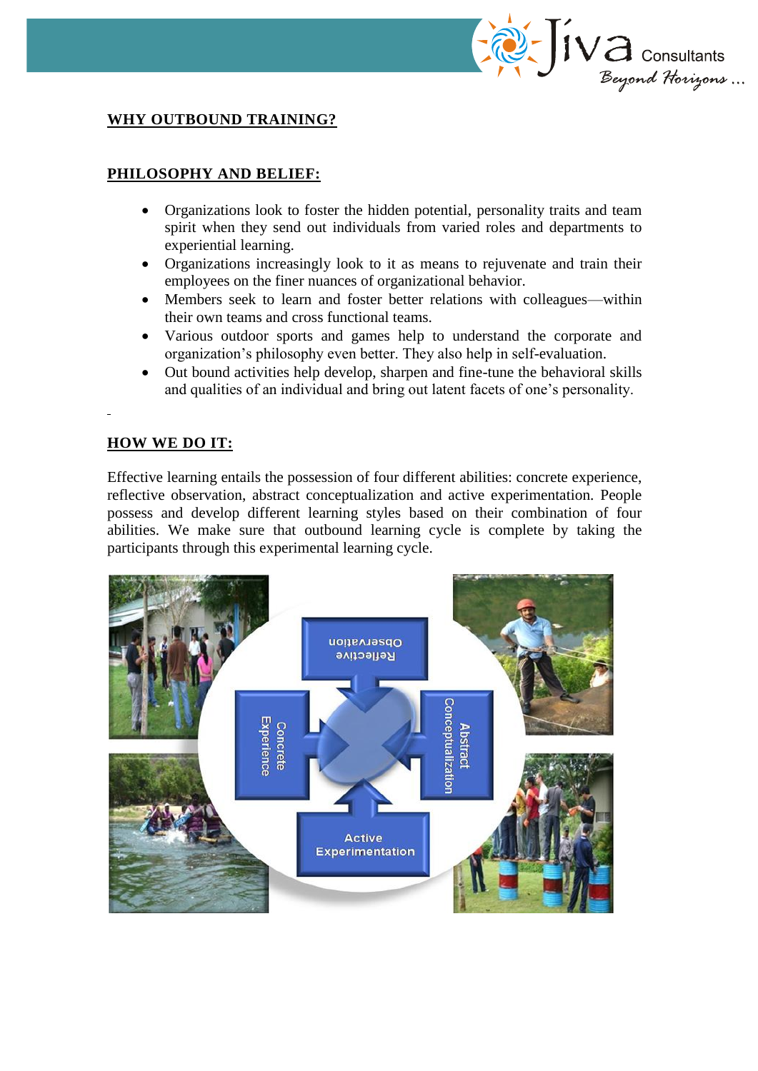## WHY OUTBOUND TRAINING?

## PHILOSOPHY AND BELIEF:

- Organizations look to foster the hidden potential, personality traits and team spirit when they send out individuals from varied roles and departments to experiential learning.
- Organizations increasingly look to it as means to rejuvenate and train their employees on the finer nuances of organizational behavior.
- Members seek to learn and foster better relations with colleagues—within their own teams and cross functional teams.
- Various outdoor sports and games help to understand the corporate and organization's philosophy even better. They also help in self-evaluation.
- Out bound activities help develop, sharpen and fine-tune the behavioral skills and qualities of an individual and bring out latent facets of one's personality.

## HOW WE DO IT:

Effective learning entails the possession of four different abilities: concrete experience, reflective observation, abstract conceptualization and active experimentation. People possess and develop different learning styles based on their combination of four abilities. We make sure that outbound learning cycle is complete by taking the participants through this experimental learning cycle.

Reflective Observation

Concrete Experience

Abstract Conceptualization

Active Experimentation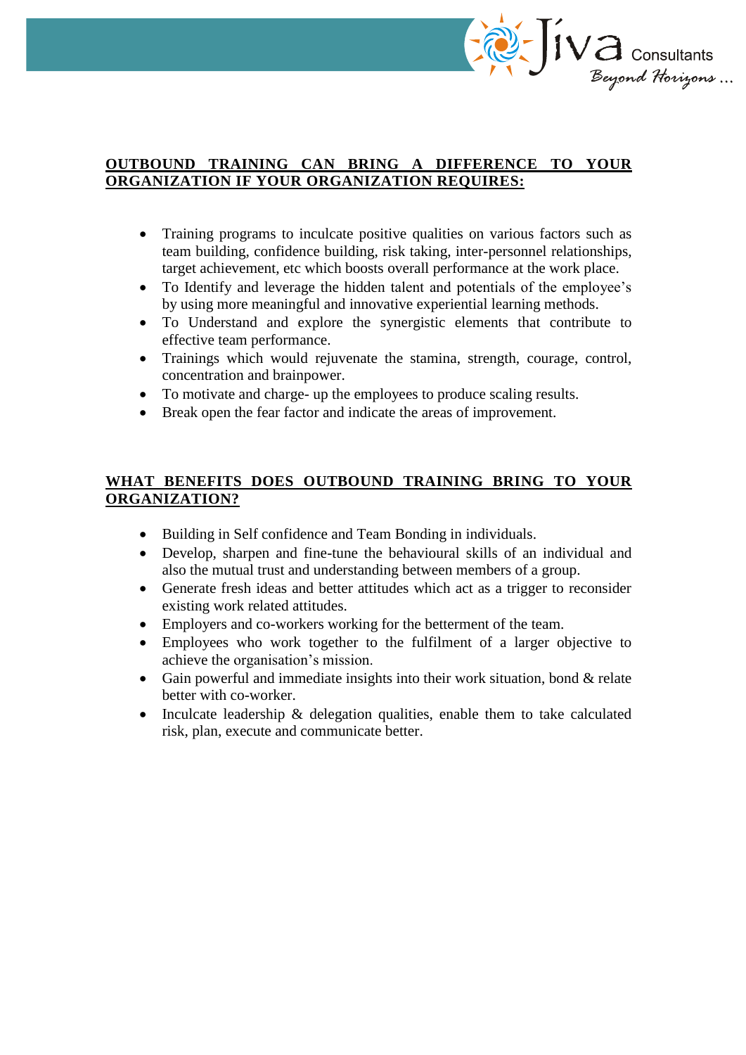**OUTBOUND TRAINING CAN BRING A DIFFERENCE TO YOUR ORGANIZATION IF YOUR ORGANIZATION REQUIRES:**

- Training programs to inculcate positive qualities on various factors such as team building, confidence building, risk taking, inter-personnel relationships, target achievement, etc which boosts overall performance at the work place.
- To Identify and leverage the hidden talent and potentials of the employee's by using more meaningful and innovative experiential learning methods.
- To Understand and explore the synergistic elements that contribute to effective team performance.
- Trainings which would rejuvenate the stamina, strength, courage, control, concentration and brainpower.
- To motivate and charge- up the employees to produce scaling results.
- Break open the fear factor and indicate the areas of improvement.

**WHAT BENEFITS DOES OUTBOUND TRAINING BRING TO YOUR ORGANIZATION?**

- Building in Self confidence and Team Bonding in individuals.
- Develop, sharpen and fine-tune the behavioural skills of an individual and also the mutual trust and understanding between members of a group.
- Generate fresh ideas and better attitudes which act as a trigger to reconsider existing work related attitudes.
- Employers and co-workers working for the betterment of the team.
- Employees who work together to the fulfilment of a larger objective to achieve the organisation's mission.
- Gain powerful and immediate insights into their work situation, bond & relate better with co-worker.
- Inculcate leadership & delegation qualities, enable them to take calculated risk, plan, execute and communicate better.